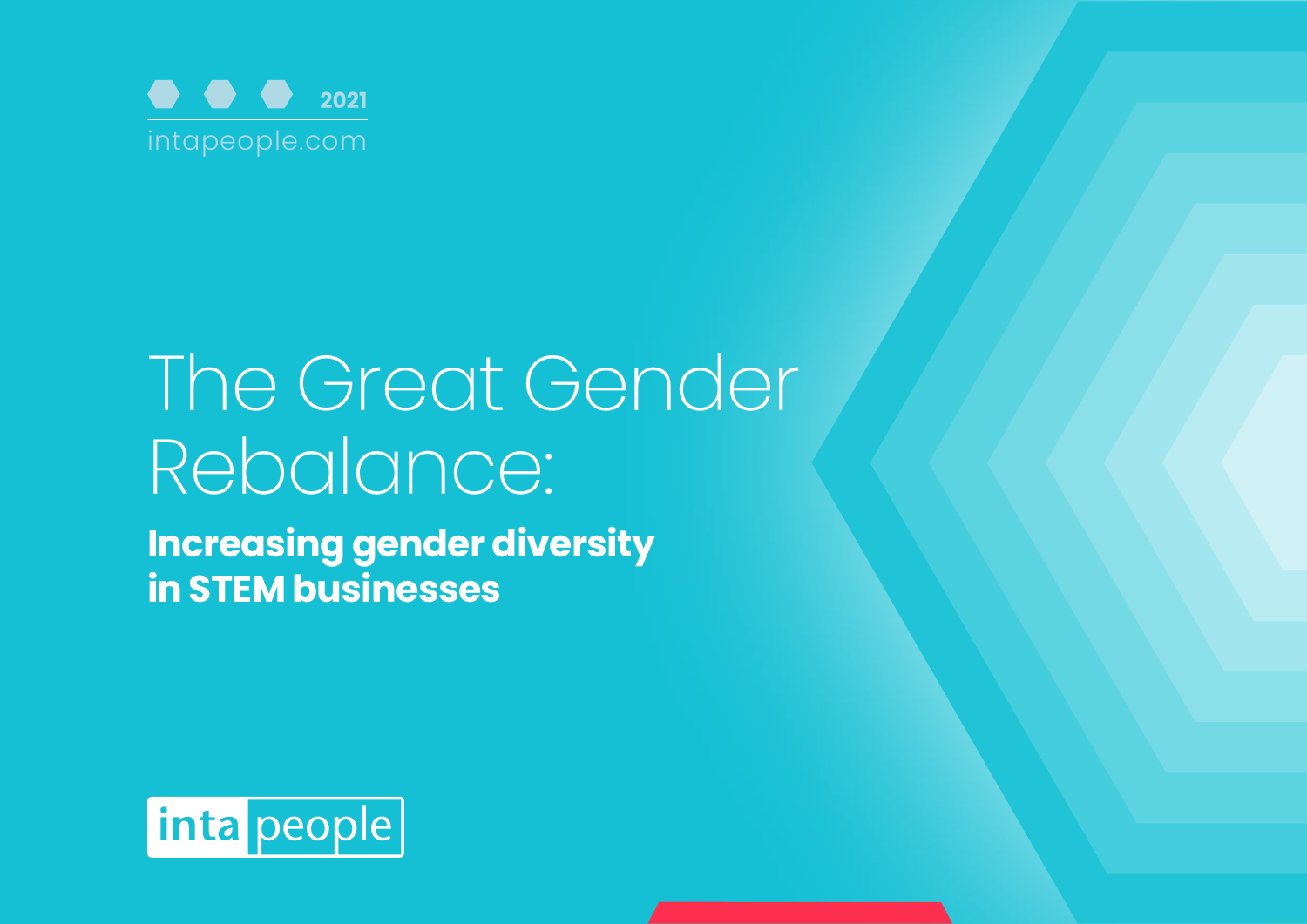2021

intapeople.com

# The Great Gender Rebalance:

## Increasing gender diversity in STEM businesses

intapeople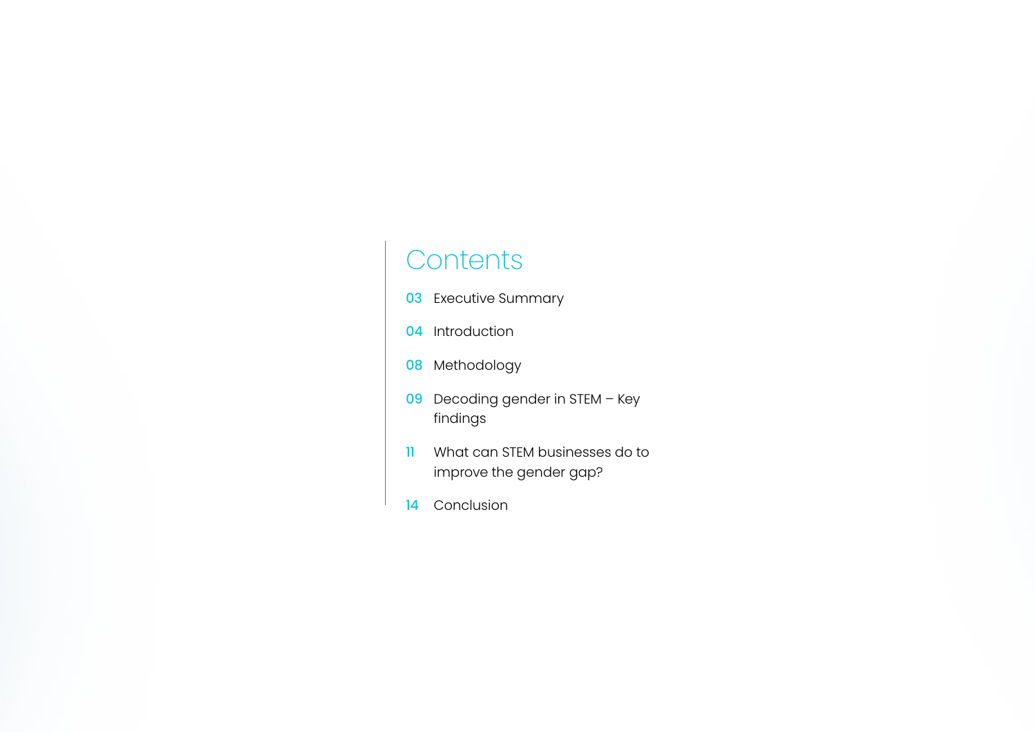# Contents

**03** Executive Summary

**04** Introduction

**08** Methodology

**09** Decoding gender in STEM – Key findings

**11** What can STEM businesses do to improve the gender gap?

**14** Conclusion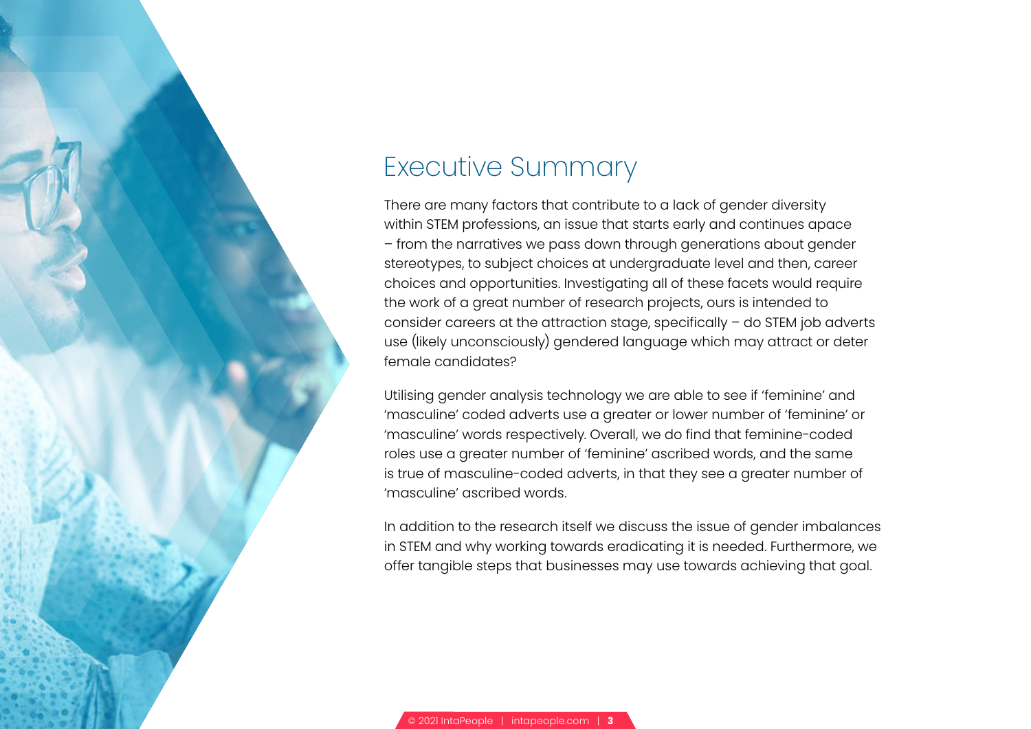# Executive Summary

There are many factors that contribute to a lack of gender diversity within STEM professions, an issue that starts early and continues apace – from the narratives we pass down through generations about gender stereotypes, to subject choices at undergraduate level and then, career choices and opportunities. Investigating all of these facets would require the work of a great number of research projects, ours is intended to consider careers at the attraction stage, specifically – do STEM job adverts use (likely unconsciously) gendered language which may attract or deter female candidates?

Utilising gender analysis technology we are able to see if 'feminine' and 'masculine' coded adverts use a greater or lower number of 'feminine' or 'masculine' words respectively. Overall, we do find that feminine-coded roles use a greater number of 'feminine' ascribed words, and the same is true of masculine-coded adverts, in that they see a greater number of 'masculine' ascribed words.

In addition to the research itself we discuss the issue of gender imbalances in STEM and why working towards eradicating it is needed. Furthermore, we offer tangible steps that businesses may use towards achieving that goal.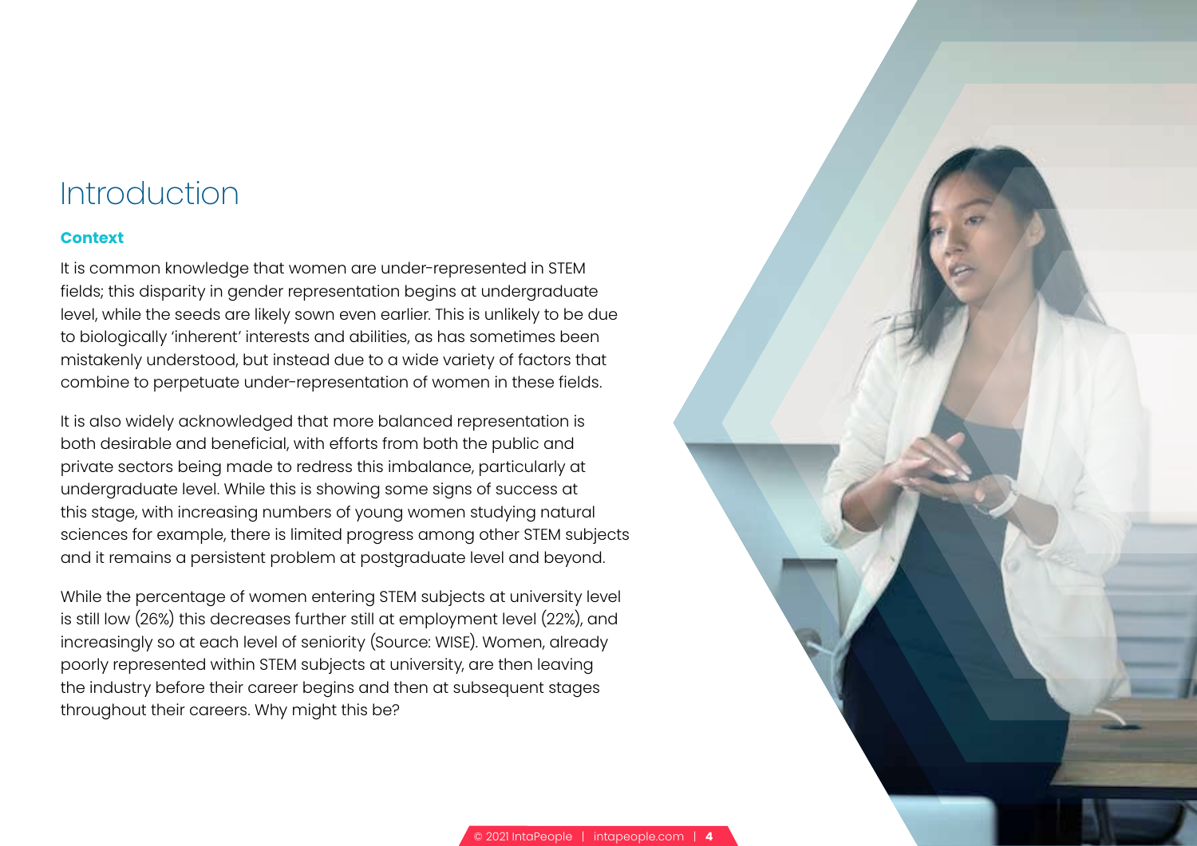# Introduction

## Context

It is common knowledge that women are under-represented in STEM fields; this disparity in gender representation begins at undergraduate level, while the seeds are likely sown even earlier. This is unlikely to be due to biologically 'inherent' interests and abilities, as has sometimes been mistakenly understood, but instead due to a wide variety of factors that combine to perpetuate under-representation of women in these fields.

It is also widely acknowledged that more balanced representation is both desirable and beneficial, with efforts from both the public and private sectors being made to redress this imbalance, particularly at undergraduate level. While this is showing some signs of success at this stage, with increasing numbers of young women studying natural sciences for example, there is limited progress among other STEM subjects and it remains a persistent problem at postgraduate level and beyond.

While the percentage of women entering STEM subjects at university level is still low (26%) this decreases further still at employment level (22%), and increasingly so at each level of seniority (Source: WISE). Women, already poorly represented within STEM subjects at university, are then leaving the industry before their career begins and then at subsequent stages throughout their careers. Why might this be?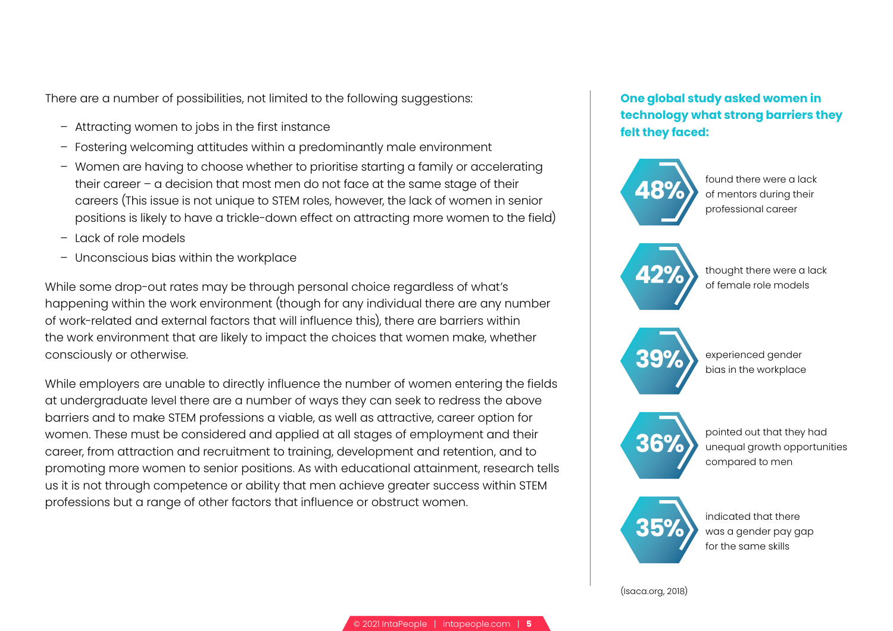There are a number of possibilities, not limited to the following suggestions:

- Attracting women to jobs in the first instance
- Fostering welcoming attitudes within a predominantly male environment
- Women are having to choose whether to prioritise starting a family or accelerating their career – a decision that most men do not face at the same stage of their careers (This issue is not unique to STEM roles, however, the lack of women in senior positions is likely to have a trickle-down effect on attracting more women to the field)
- Lack of role models
- Unconscious bias within the workplace

While some drop-out rates may be through personal choice regardless of what's happening within the work environment (though for any individual there are any number of work-related and external factors that will influence this), there are barriers within the work environment that are likely to impact the choices that women make, whether consciously or otherwise.

While employers are unable to directly influence the number of women entering the fields at undergraduate level there are a number of ways they can seek to redress the above barriers and to make STEM professions a viable, as well as attractive, career option for women. These must be considered and applied at all stages of employment and their career, from attraction and recruitment to training, development and retention, and to promoting more women to senior positions. As with educational attainment, research tells us it is not through competence or ability that men achieve greater success within STEM professions but a range of other factors that influence or obstruct women.

**One global study asked women in technology what strong barriers they felt they faced:**

**48%** found there were a lack of mentors during their professional career

**42%** thought there were a lack of female role models

**39%** experienced gender bias in the workplace

**36%** pointed out that they had unequal growth opportunities compared to men

**35%** indicated that there was a gender pay gap for the same skills

(Isaca.org, 2018)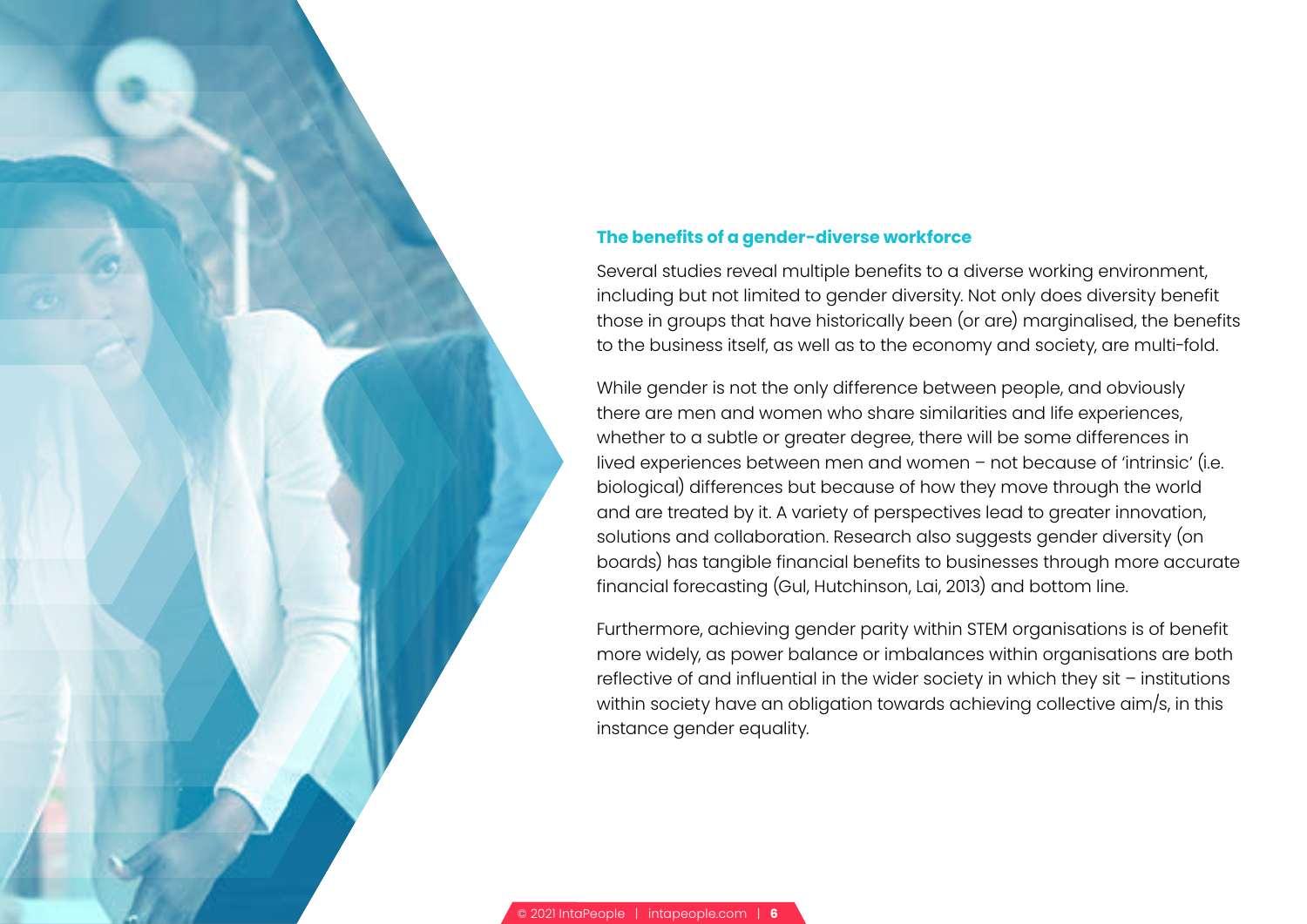### The benefits of a gender-diverse workforce

Several studies reveal multiple benefits to a diverse working environment, including but not limited to gender diversity. Not only does diversity benefit those in groups that have historically been (or are) marginalised, the benefits to the business itself, as well as to the economy and society, are multi-fold.

While gender is not the only difference between people, and obviously there are men and women who share similarities and life experiences, whether to a subtle or greater degree, there will be some differences in lived experiences between men and women – not because of 'intrinsic' (i.e. biological) differences but because of how they move through the world and are treated by it. A variety of perspectives lead to greater innovation, solutions and collaboration. Research also suggests gender diversity (on boards) has tangible financial benefits to businesses through more accurate financial forecasting (Gul, Hutchinson, Lai, 2013) and bottom line.

Furthermore, achieving gender parity within STEM organisations is of benefit more widely, as power balance or imbalances within organisations are both reflective of and influential in the wider society in which they sit – institutions within society have an obligation towards achieving collective aim/s, in this instance gender equality.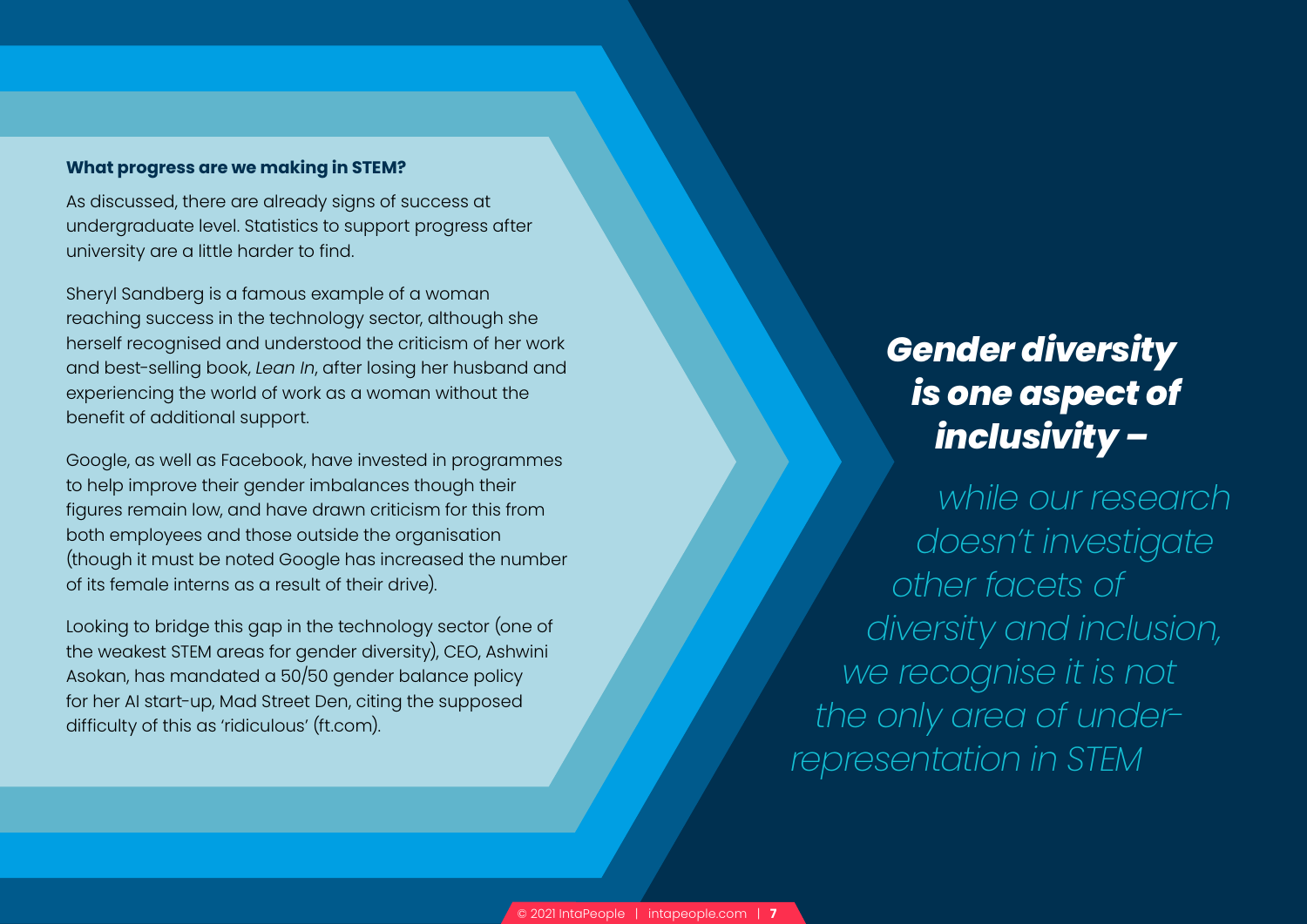### What progress are we making in STEM?

As discussed, there are already signs of success at undergraduate level. Statistics to support progress after university are a little harder to find.

Sheryl Sandberg is a famous example of a woman reaching success in the technology sector, although she herself recognised and understood the criticism of her work and best-selling book, *Lean In*, after losing her husband and experiencing the world of work as a woman without the benefit of additional support.

Google, as well as Facebook, have invested in programmes to help improve their gender imbalances though their figures remain low, and have drawn criticism for this from both employees and those outside the organisation (though it must be noted Google has increased the number of its female interns as a result of their drive).

Looking to bridge this gap in the technology sector (one of the weakest STEM areas for gender diversity), CEO, Ashwini Asokan, has mandated a 50/50 gender balance policy for her AI start-up, Mad Street Den, citing the supposed difficulty of this as 'ridiculous' (ft.com).

***Gender diversity is one aspect of inclusivity –***

*while our research doesn't investigate other facets of diversity and inclusion, we recognise it is not the only area of under-representation in STEM*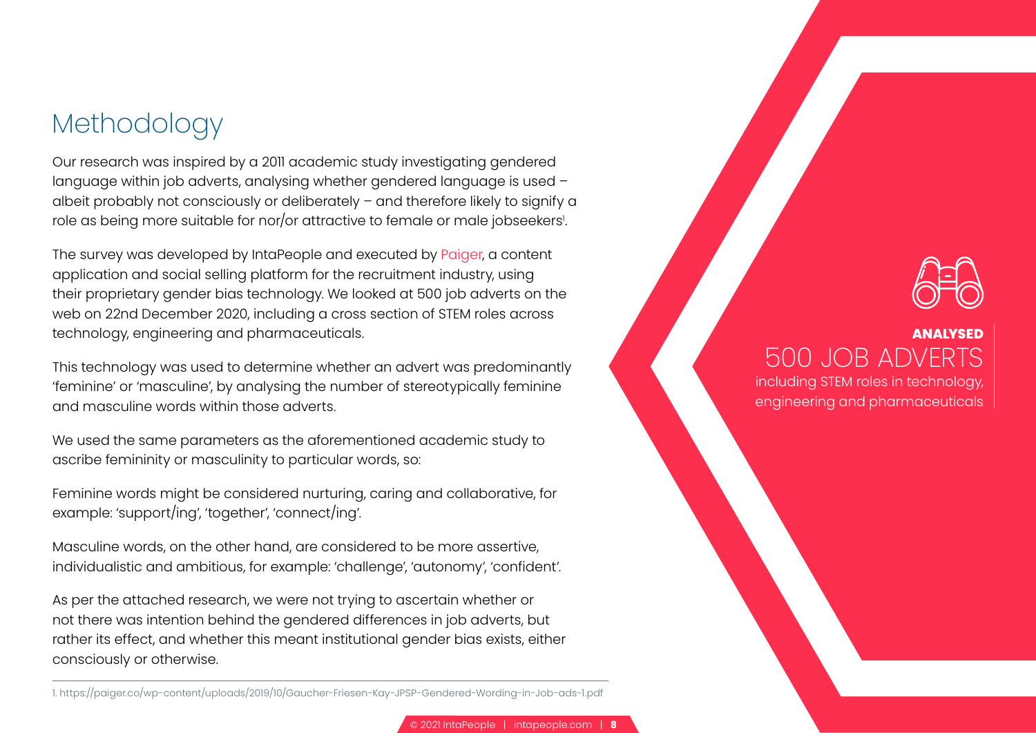# Methodology

Our research was inspired by a 2011 academic study investigating gendered language within job adverts, analysing whether gendered language is used – albeit probably not consciously or deliberately – and therefore likely to signify a role as being more suitable for nor/or attractive to female or male jobseekers[1].

The survey was developed by IntaPeople and executed by Paiger, a content application and social selling platform for the recruitment industry, using their proprietary gender bias technology. We looked at 500 job adverts on the web on 22nd December 2020, including a cross section of STEM roles across technology, engineering and pharmaceuticals.

This technology was used to determine whether an advert was predominantly 'feminine' or 'masculine', by analysing the number of stereotypically feminine and masculine words within those adverts.

We used the same parameters as the aforementioned academic study to ascribe femininity or masculinity to particular words, so:

Feminine words might be considered nurturing, caring and collaborative, for example: 'support/ing', 'together', 'connect/ing'.

Masculine words, on the other hand, are considered to be more assertive, individualistic and ambitious, for example: 'challenge', 'autonomy', 'confident'.

As per the attached research, we were not trying to ascertain whether or not there was intention behind the gendered differences in job adverts, but rather its effect, and whether this meant institutional gender bias exists, either consciously or otherwise.

**ANALYSED**
500 JOB ADVERTS
including STEM roles in technology, engineering and pharmaceuticals

1. https://paiger.co/wp-content/uploads/2019/10/Gaucher-Friesen-Kay-JPSP-Gendered-Wording-in-Job-ads-1.pdf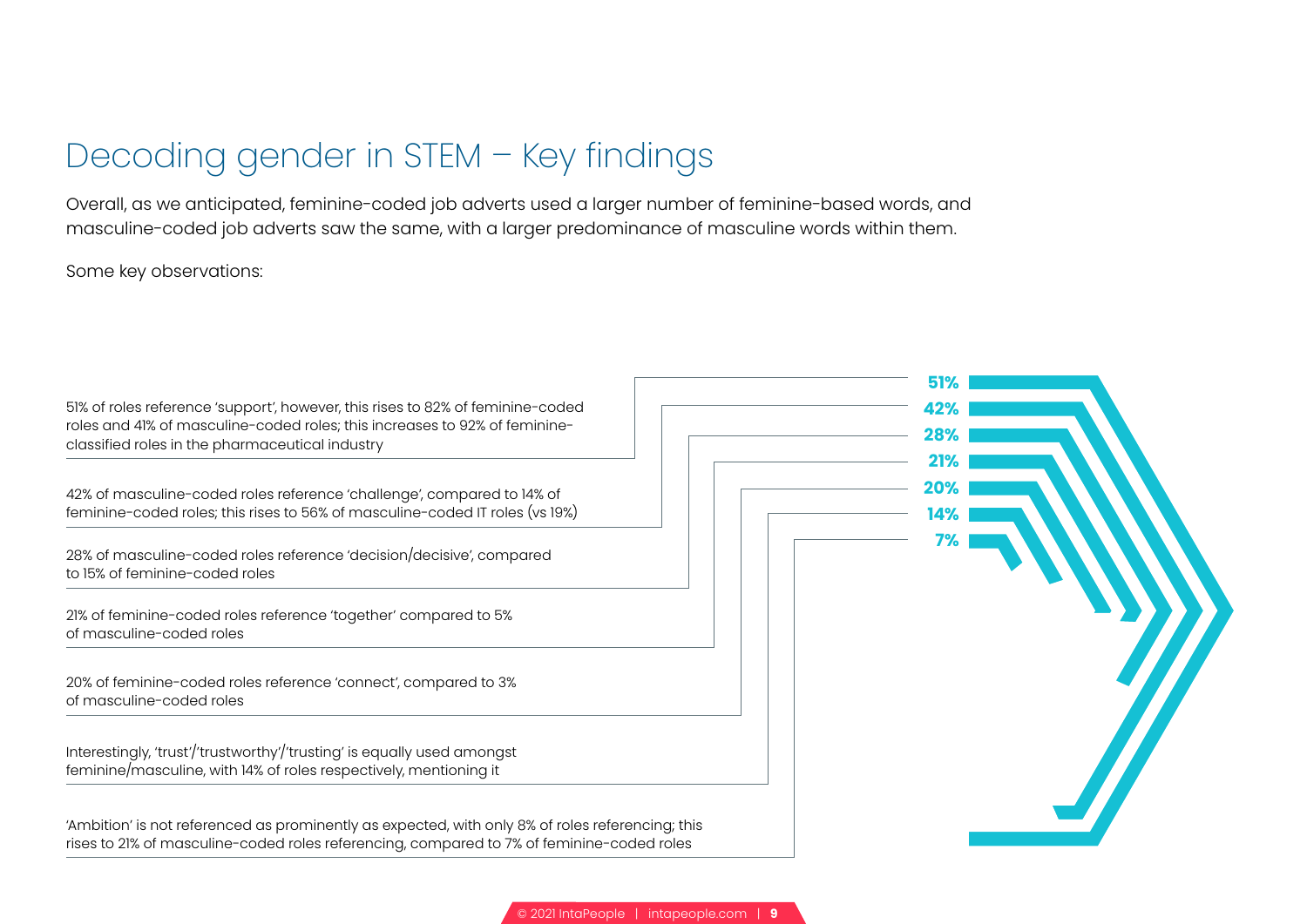# Decoding gender in STEM – Key findings

Overall, as we anticipated, feminine-coded job adverts used a larger number of feminine-based words, and masculine-coded job adverts saw the same, with a larger predominance of masculine words within them.

Some key observations:

- **51%** – 51% of roles reference 'support', however, this rises to 82% of feminine-coded roles and 41% of masculine-coded roles; this increases to 92% of feminine-classified roles in the pharmaceutical industry
- **42%** – 42% of masculine-coded roles reference 'challenge', compared to 14% of feminine-coded roles; this rises to 56% of masculine-coded IT roles (vs 19%)
- **28%** – 28% of masculine-coded roles reference 'decision/decisive', compared to 15% of feminine-coded roles
- **21%** – 21% of feminine-coded roles reference 'together' compared to 5% of masculine-coded roles
- **20%** – 20% of feminine-coded roles reference 'connect', compared to 3% of masculine-coded roles
- **14%** – Interestingly, 'trust'/'trustworthy'/'trusting' is equally used amongst feminine/masculine, with 14% of roles respectively, mentioning it
- **7%** – 'Ambition' is not referenced as prominently as expected, with only 8% of roles referencing; this rises to 21% of masculine-coded roles referencing, compared to 7% of feminine-coded roles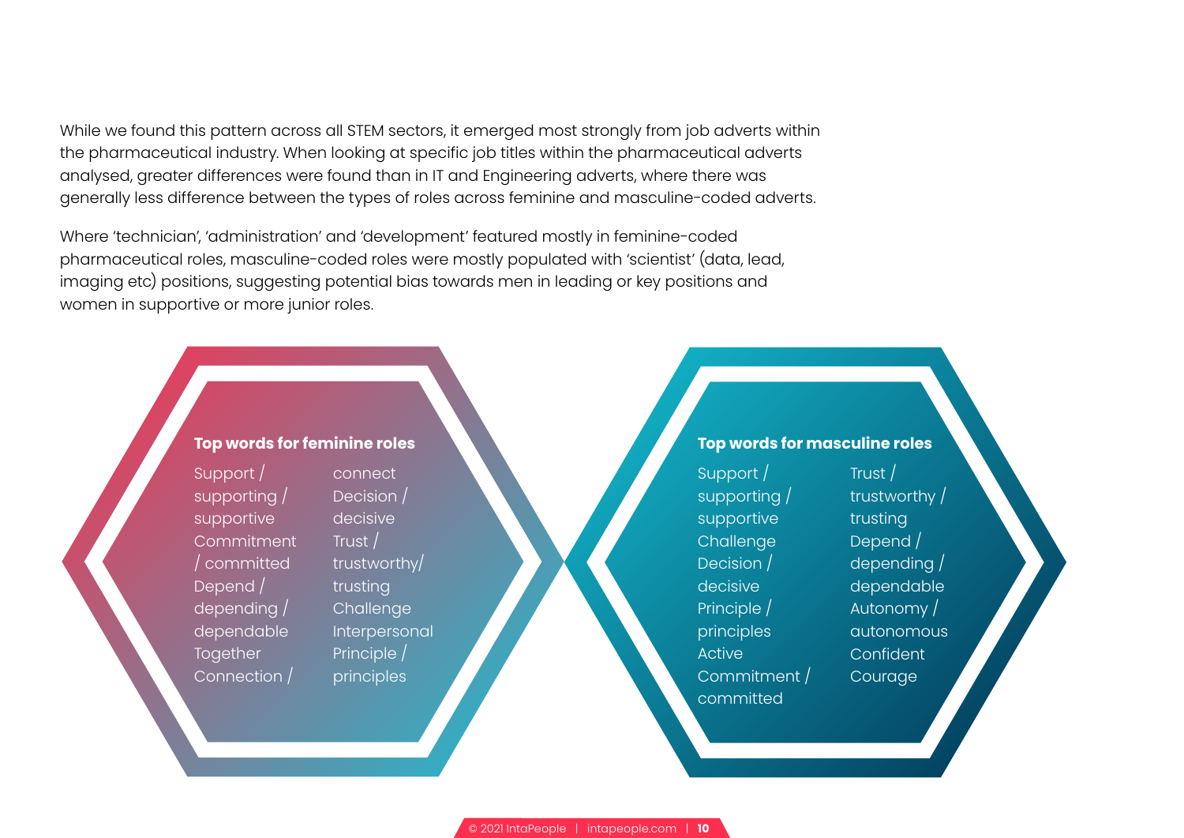While we found this pattern across all STEM sectors, it emerged most strongly from job adverts within the pharmaceutical industry. When looking at specific job titles within the pharmaceutical adverts analysed, greater differences were found than in IT and Engineering adverts, where there was generally less difference between the types of roles across feminine and masculine-coded adverts.

Where 'technician', 'administration' and 'development' featured mostly in feminine-coded pharmaceutical roles, masculine-coded roles were mostly populated with 'scientist' (data, lead, imaging etc) positions, suggesting potential bias towards men in leading or key positions and women in supportive or more junior roles.

**Top words for feminine roles**

- Support / supporting / supportive
- Commitment / committed
- Depend / depending / dependable
- Together
- Connection / connect
- Decision / decisive
- Trust / trustworthy/ trusting
- Challenge
- Interpersonal
- Principle / principles

**Top words for masculine roles**

- Support / supporting / supportive
- Challenge
- Decision / decisive
- Principle / principles
- Active
- Commitment / committed
- Trust / trustworthy / trusting
- Depend / depending / dependable
- Autonomy / autonomous
- Confident
- Courage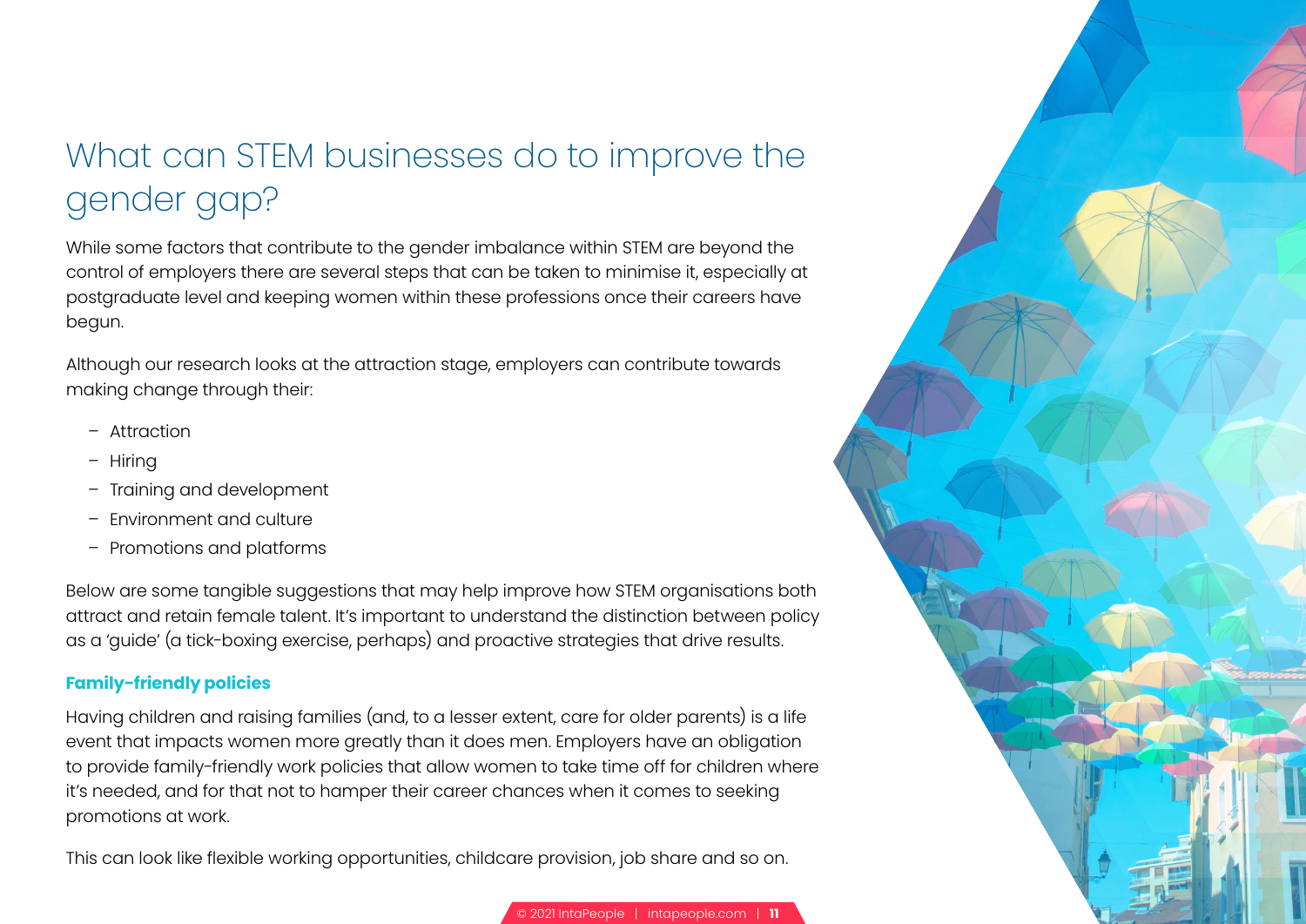# What can STEM businesses do to improve the gender gap?

While some factors that contribute to the gender imbalance within STEM are beyond the control of employers there are several steps that can be taken to minimise it, especially at postgraduate level and keeping women within these professions once their careers have begun.

Although our research looks at the attraction stage, employers can contribute towards making change through their:

- Attraction
- Hiring
- Training and development
- Environment and culture
- Promotions and platforms

Below are some tangible suggestions that may help improve how STEM organisations both attract and retain female talent. It's important to understand the distinction between policy as a 'guide' (a tick-boxing exercise, perhaps) and proactive strategies that drive results.

### Family-friendly policies

Having children and raising families (and, to a lesser extent, care for older parents) is a life event that impacts women more greatly than it does men. Employers have an obligation to provide family-friendly work policies that allow women to take time off for children where it's needed, and for that not to hamper their career chances when it comes to seeking promotions at work.

This can look like flexible working opportunities, childcare provision, job share and so on.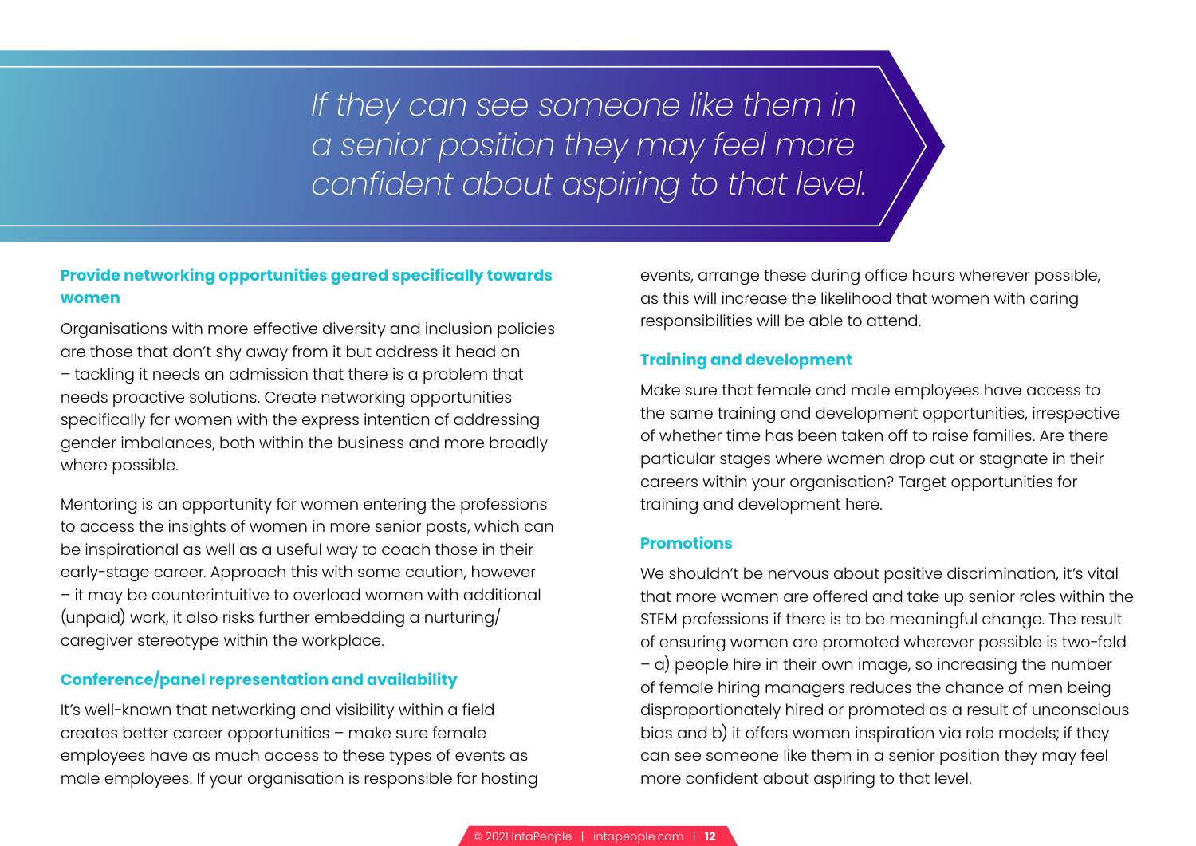*If they can see someone like them in a senior position they may feel more confident about aspiring to that level.*

### Provide networking opportunities geared specifically towards women

Organisations with more effective diversity and inclusion policies are those that don't shy away from it but address it head on – tackling it needs an admission that there is a problem that needs proactive solutions. Create networking opportunities specifically for women with the express intention of addressing gender imbalances, both within the business and more broadly where possible.

Mentoring is an opportunity for women entering the professions to access the insights of women in more senior posts, which can be inspirational as well as a useful way to coach those in their early-stage career. Approach this with some caution, however – it may be counterintuitive to overload women with additional (unpaid) work, it also risks further embedding a nurturing/caregiver stereotype within the workplace.

### Conference/panel representation and availability

It's well-known that networking and visibility within a field creates better career opportunities – make sure female employees have as much access to these types of events as male employees. If your organisation is responsible for hosting events, arrange these during office hours wherever possible, as this will increase the likelihood that women with caring responsibilities will be able to attend.

### Training and development

Make sure that female and male employees have access to the same training and development opportunities, irrespective of whether time has been taken off to raise families. Are there particular stages where women drop out or stagnate in their careers within your organisation? Target opportunities for training and development here.

### Promotions

We shouldn't be nervous about positive discrimination, it's vital that more women are offered and take up senior roles within the STEM professions if there is to be meaningful change. The result of ensuring women are promoted wherever possible is two-fold – a) people hire in their own image, so increasing the number of female hiring managers reduces the chance of men being disproportionately hired or promoted as a result of unconscious bias and b) it offers women inspiration via role models; if they can see someone like them in a senior position they may feel more confident about aspiring to that level.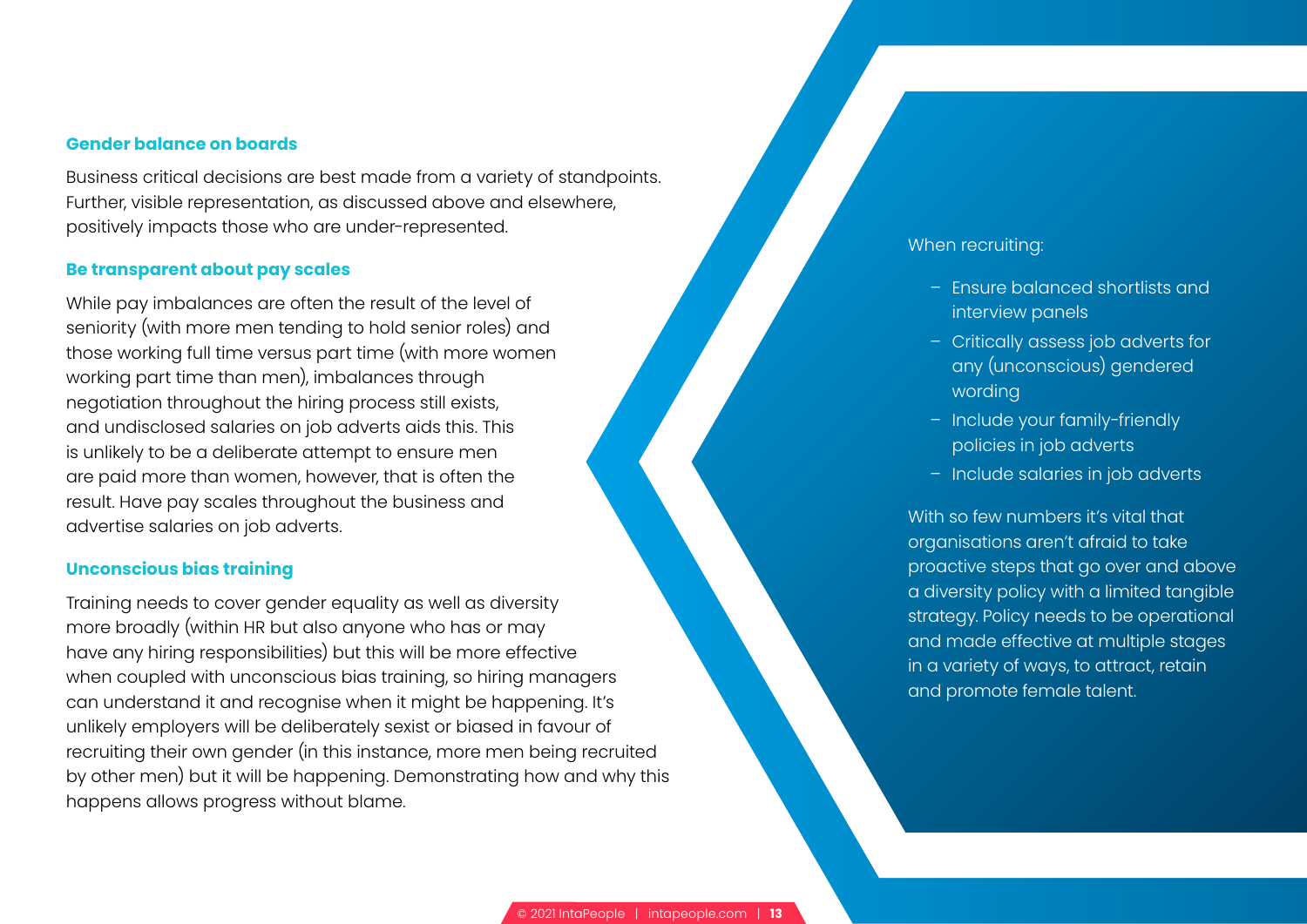### Gender balance on boards

Business critical decisions are best made from a variety of standpoints. Further, visible representation, as discussed above and elsewhere, positively impacts those who are under-represented.

### Be transparent about pay scales

While pay imbalances are often the result of the level of seniority (with more men tending to hold senior roles) and those working full time versus part time (with more women working part time than men), imbalances through negotiation throughout the hiring process still exists, and undisclosed salaries on job adverts aids this. This is unlikely to be a deliberate attempt to ensure men are paid more than women, however, that is often the result. Have pay scales throughout the business and advertise salaries on job adverts.

### Unconscious bias training

Training needs to cover gender equality as well as diversity more broadly (within HR but also anyone who has or may have any hiring responsibilities) but this will be more effective when coupled with unconscious bias training, so hiring managers can understand it and recognise when it might be happening. It's unlikely employers will be deliberately sexist or biased in favour of recruiting their own gender (in this instance, more men being recruited by other men) but it will be happening. Demonstrating how and why this happens allows progress without blame.

When recruiting:

- Ensure balanced shortlists and interview panels
- Critically assess job adverts for any (unconscious) gendered wording
- Include your family-friendly policies in job adverts
- Include salaries in job adverts

With so few numbers it's vital that organisations aren't afraid to take proactive steps that go over and above a diversity policy with a limited tangible strategy. Policy needs to be operational and made effective at multiple stages in a variety of ways, to attract, retain and promote female talent.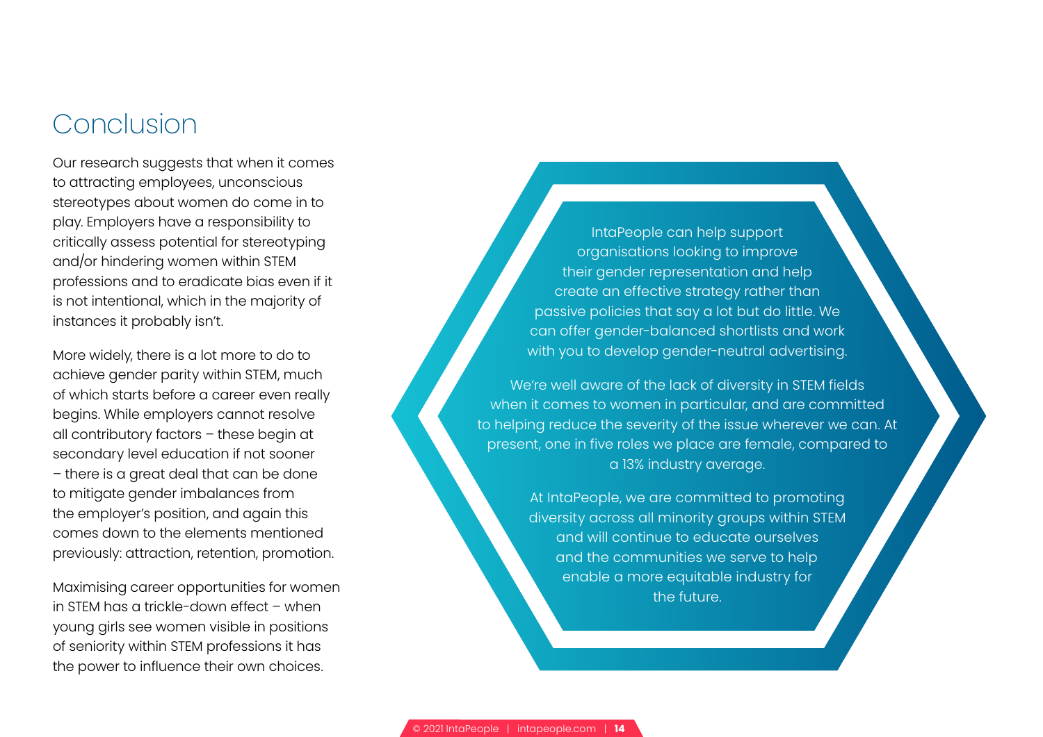## Conclusion

Our research suggests that when it comes to attracting employees, unconscious stereotypes about women do come in to play. Employers have a responsibility to critically assess potential for stereotyping and/or hindering women within STEM professions and to eradicate bias even if it is not intentional, which in the majority of instances it probably isn't.

More widely, there is a lot more to do to achieve gender parity within STEM, much of which starts before a career even really begins. While employers cannot resolve all contributory factors – these begin at secondary level education if not sooner – there is a great deal that can be done to mitigate gender imbalances from the employer's position, and again this comes down to the elements mentioned previously: attraction, retention, promotion.

Maximising career opportunities for women in STEM has a trickle-down effect – when young girls see women visible in positions of seniority within STEM professions it has the power to influence their own choices.

IntaPeople can help support organisations looking to improve their gender representation and help create an effective strategy rather than passive policies that say a lot but do little. We can offer gender-balanced shortlists and work with you to develop gender-neutral advertising.

We're well aware of the lack of diversity in STEM fields when it comes to women in particular, and are committed to helping reduce the severity of the issue wherever we can. At present, one in five roles we place are female, compared to a 13% industry average.

At IntaPeople, we are committed to promoting diversity across all minority groups within STEM and will continue to educate ourselves and the communities we serve to help enable a more equitable industry for the future.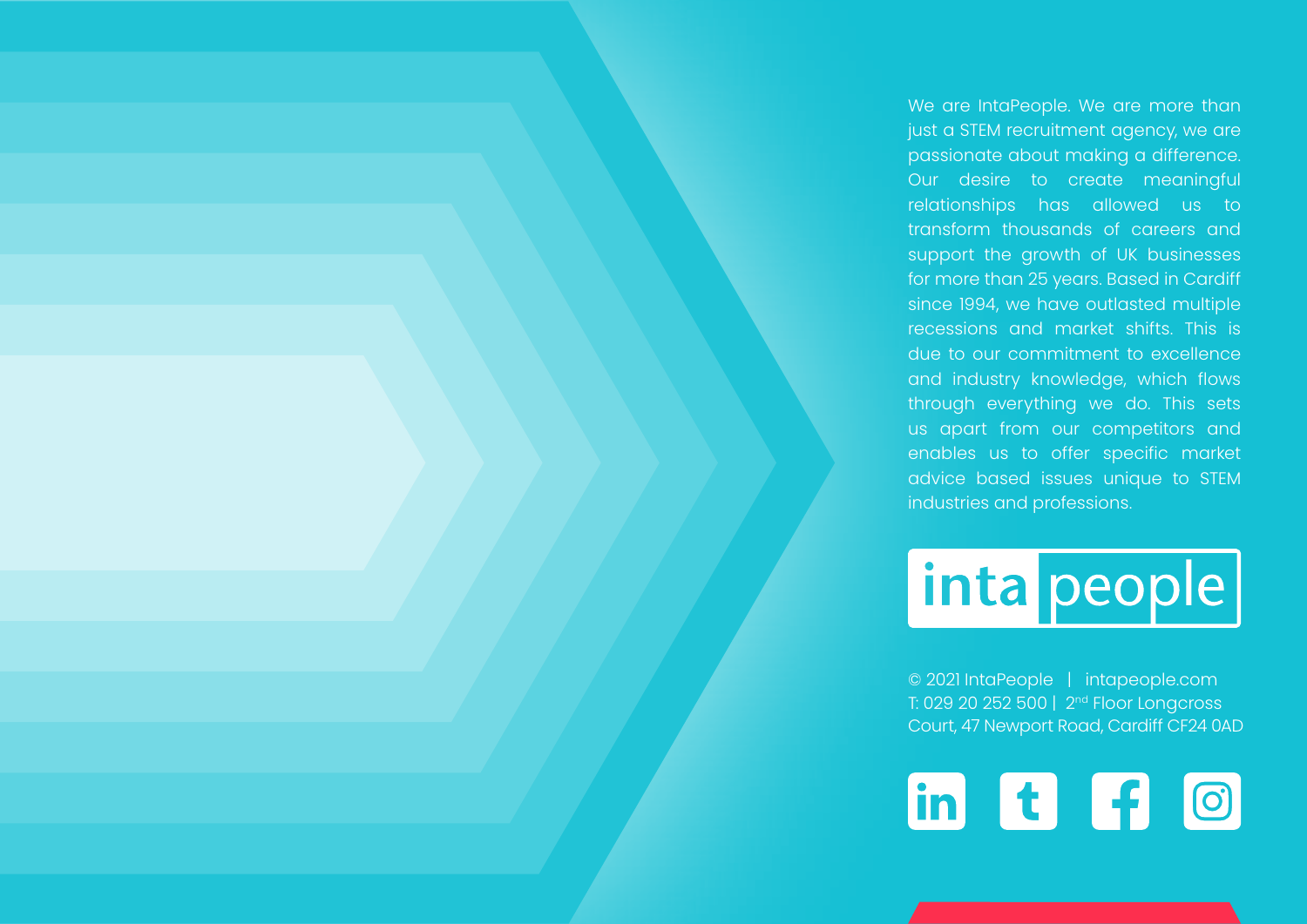We are IntaPeople. We are more than just a STEM recruitment agency, we are passionate about making a difference. Our desire to create meaningful relationships has allowed us to transform thousands of careers and support the growth of UK businesses for more than 25 years. Based in Cardiff since 1994, we have outlasted multiple recessions and market shifts. This is due to our commitment to excellence and industry knowledge, which flows through everything we do. This sets us apart from our competitors and enables us to offer specific market advice based issues unique to STEM industries and professions.

inta people

© 2021 IntaPeople | intapeople.com
T: 029 20 252 500 | 2nd Floor Longcross Court, 47 Newport Road, Cardiff CF24 0AD